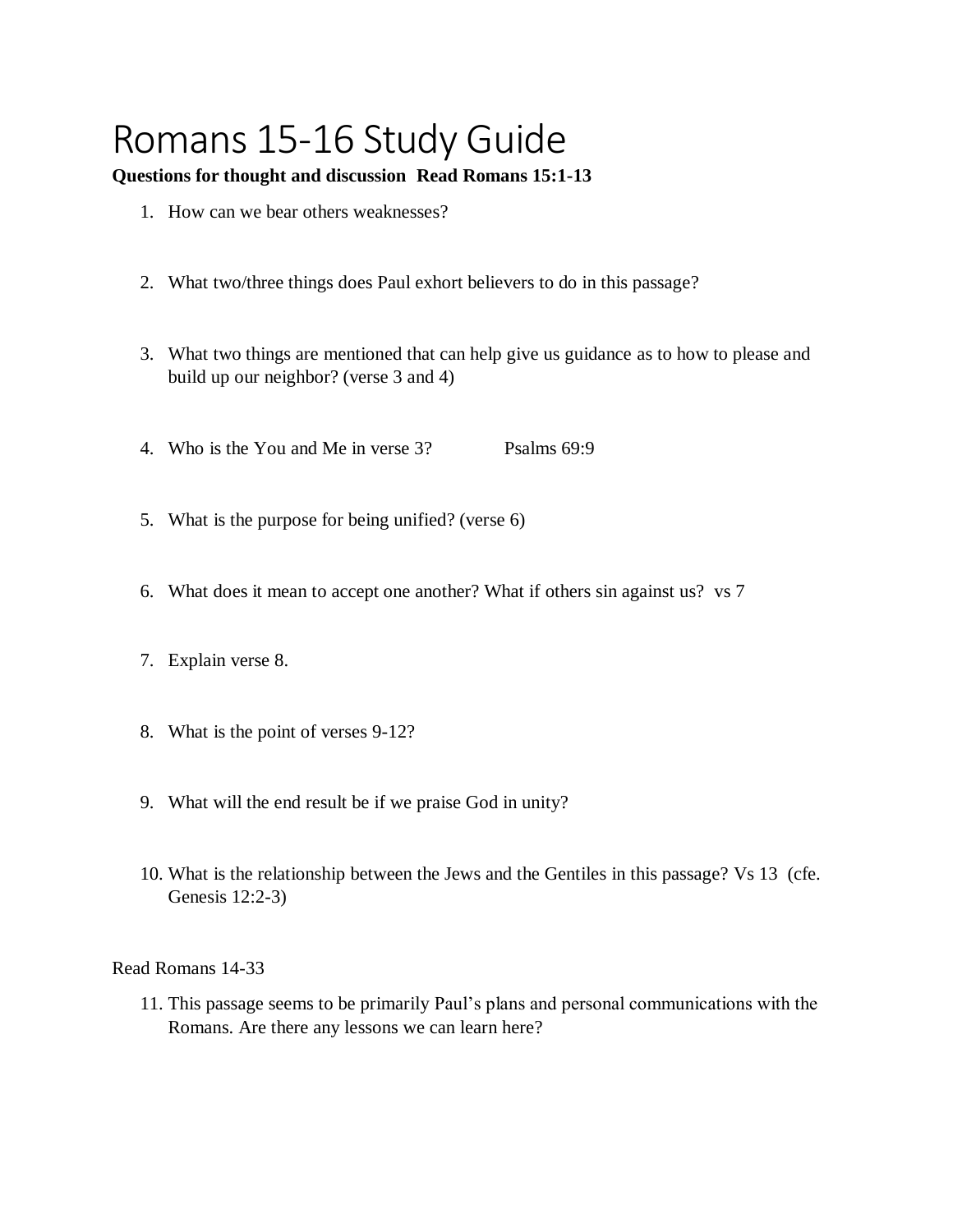# Romans 15-16 Study Guide

**Questions for thought and discussion  Read Romans 15:1-13**

1. How can we bear others weaknesses?

2. What two/three things does Paul exhort believers to do in this passage?

3. What two things are mentioned that can help give us guidance as to how to please and build up our neighbor? (verse 3 and 4)

4. Who is the You and Me in verse 3?  Psalms 69:9

5. What is the purpose for being unified? (verse 6)

6. What does it mean to accept one another? What if others sin against us?  vs 7

7. Explain verse 8.

8. What is the point of verses 9-12?

9. What will the end result be if we praise God in unity?

10. What is the relationship between the Jews and the Gentiles in this passage? Vs 13  (cfe. Genesis 12:2-3)

Read Romans 14-33

11. This passage seems to be primarily Paul's plans and personal communications with the Romans. Are there any lessons we can learn here?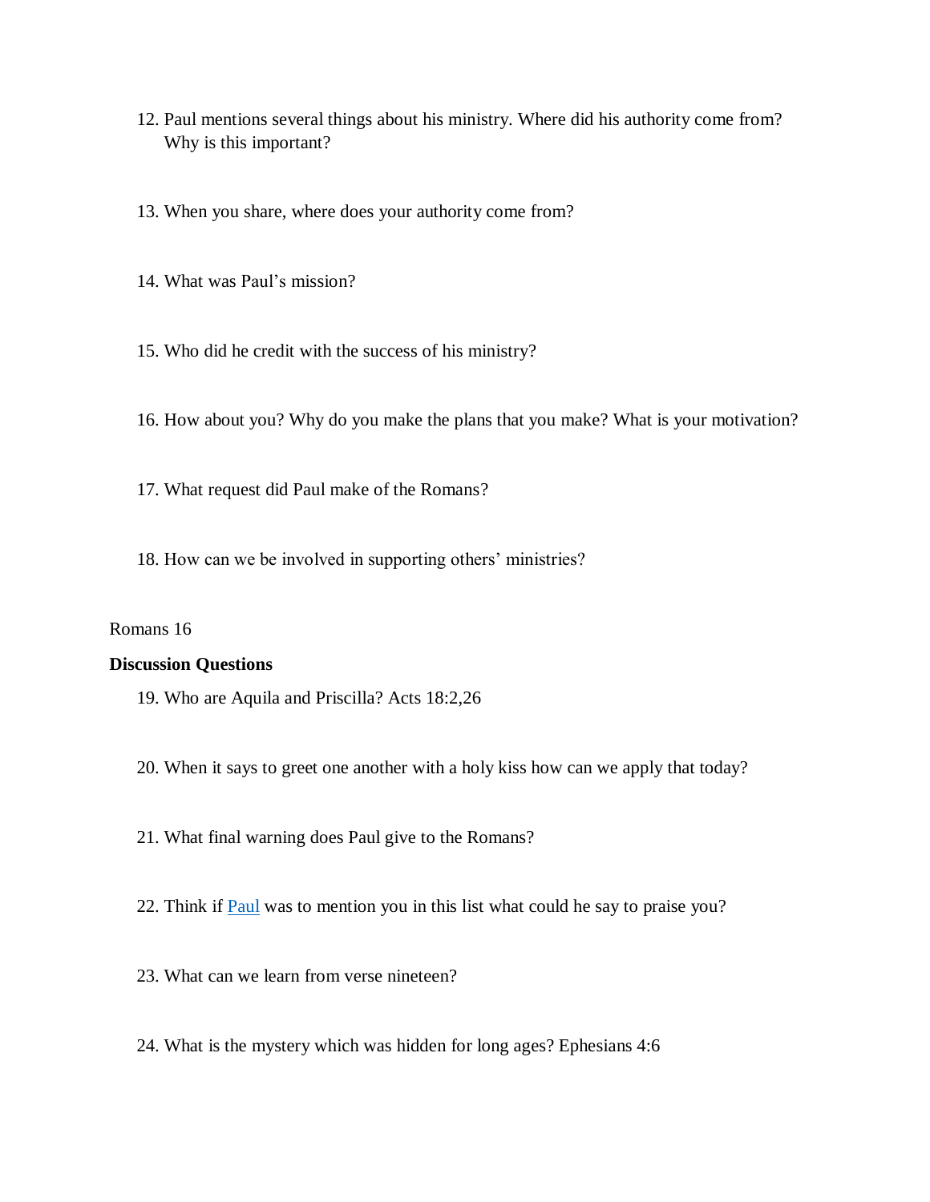12. Paul mentions several things about his ministry. Where did his authority come from? Why is this important?

13. When you share, where does your authority come from?

14. What was Paul's mission?

15. Who did he credit with the success of his ministry?

16. How about you? Why do you make the plans that you make? What is your motivation?

17. What request did Paul make of the Romans?

18. How can we be involved in supporting others' ministries?

Romans 16

**Discussion Questions**

19. Who are Aquila and Priscilla? Acts 18:2,26

20. When it says to greet one another with a holy kiss how can we apply that today?

21. What final warning does Paul give to the Romans?

22. Think if Paul was to mention you in this list what could he say to praise you?

23. What can we learn from verse nineteen?

24. What is the mystery which was hidden for long ages? Ephesians 4:6